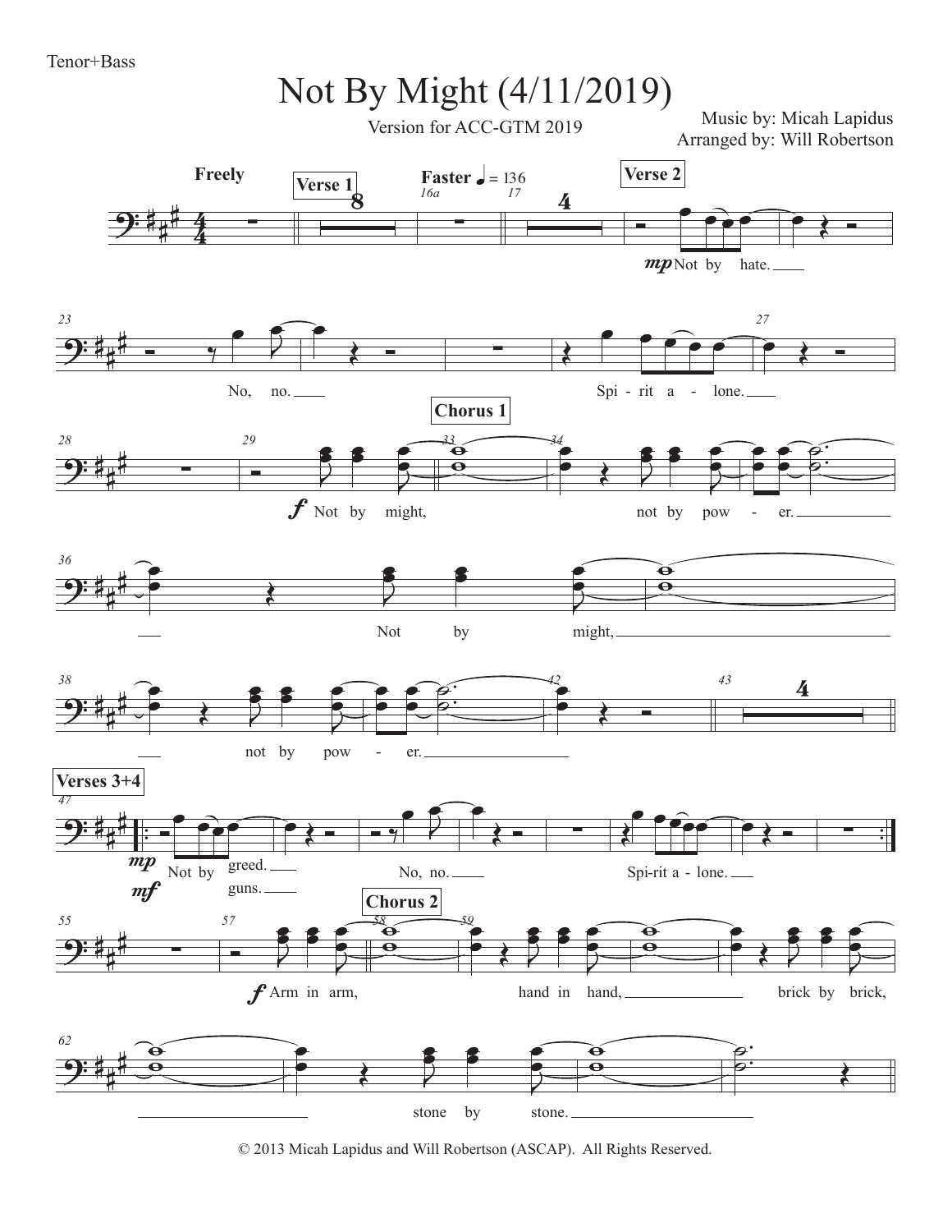Tenor+Bass

# Not By Might (4/11/2019)

Version for ACC-GTM 2019

Music by: Micah Lapidus
Arranged by: Will Robertson

© 2013 Micah Lapidus and Will Robertson (ASCAP). All Rights Reserved.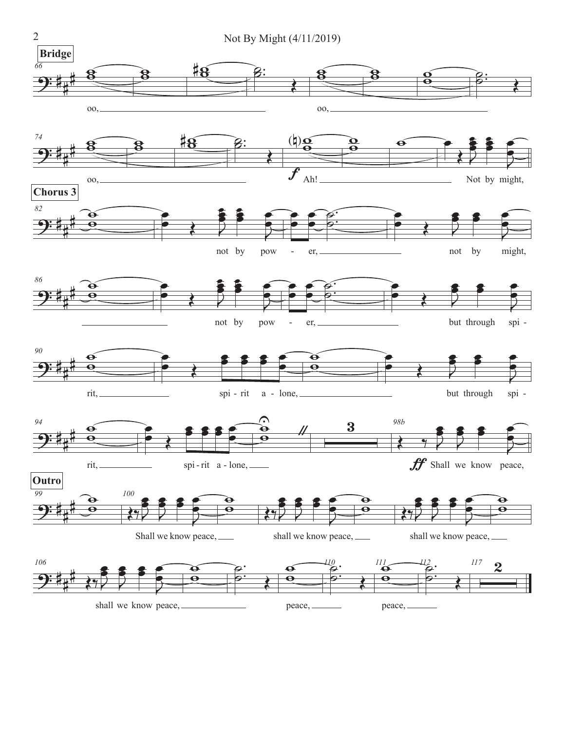**Bridge**

oo, oo,

oo, *f* Ah! Not by might,

**Chorus 3**

not by pow - er, not by might,

not by pow - er, but through spi -

rit, spi - rit a - lone, but through spi -

rit, spi - rit a - lone, *ff* Shall we know peace,

**Outro**

Shall we know peace, shall we know peace, shall we know peace,

shall we know peace, peace, peace,